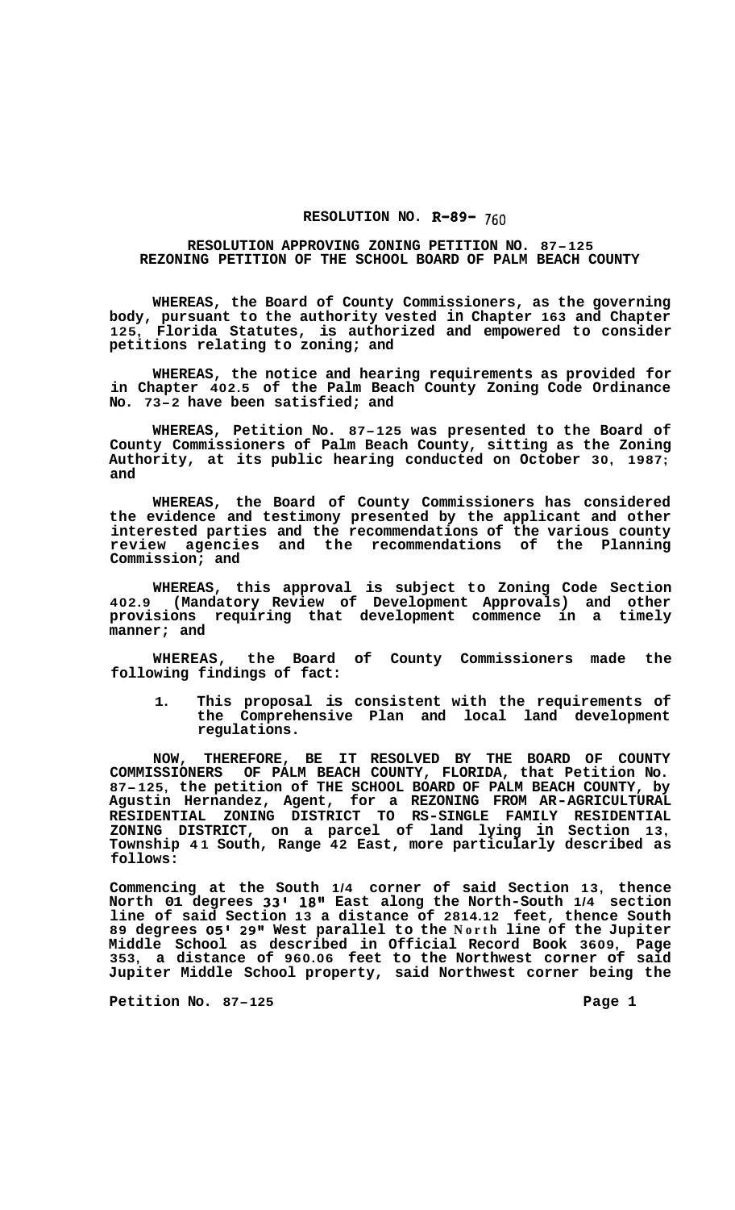# RESOLUTION NO. R-89- 760

## RESOLUTION APPROVING ZONING PETITION NO. 87-125
## REZONING PETITION OF THE SCHOOL BOARD OF PALM BEACH COUNTY

**WHEREAS, the Board of County Commissioners, as the governing body, pursuant to the authority vested in Chapter 163 and Chapter 125, Florida Statutes, is authorized and empowered to consider petitions relating to zoning; and**

**WHEREAS, the notice and hearing requirements as provided for in Chapter 402.5 of the Palm Beach County Zoning Code Ordinance No. 73-2 have been satisfied; and**

**WHEREAS, Petition No. 87-125 was presented to the Board of County Commissioners of Palm Beach County, sitting as the Zoning Authority, at its public hearing conducted on October 30, 1987; and**

**WHEREAS, the Board of County Commissioners has considered the evidence and testimony presented by the applicant and other interested parties and the recommendations of the various county review agencies and the recommendations of the Planning Commission; and**

**WHEREAS, this approval is subject to Zoning Code Section 402.9 (Mandatory Review of Development Approvals) and other provisions requiring that development commence in a timely manner; and**

**WHEREAS, the Board of County Commissioners made the following findings of fact:**

1. **This proposal is consistent with the requirements of the Comprehensive Plan and local land development regulations.**

**NOW, THEREFORE, BE IT RESOLVED BY THE BOARD OF COUNTY COMMISSIONERS OF PALM BEACH COUNTY, FLORIDA, that Petition No. 87-125, the petition of THE SCHOOL BOARD OF PALM BEACH COUNTY, by Agustin Hernandez, Agent, for a REZONING FROM AR-AGRICULTURAL RESIDENTIAL ZONING DISTRICT TO RS-SINGLE FAMILY RESIDENTIAL ZONING DISTRICT, on a parcel of land lying in Section 13, Township 41 South, Range 42 East, more particularly described as follows:**

**Commencing at the South 1/4 corner of said Section 13, thence North 01 degrees 33' 18" East along the North-South 1/4 section line of said Section 13 a distance of 2814.12 feet, thence South 89 degrees 05' 29" West parallel to the North line of the Jupiter Middle School as described in Official Record Book 3609, Page 353, a distance of 960.06 feet to the Northwest corner of said Jupiter Middle School property, said Northwest corner being the**

**Petition No. 87-125**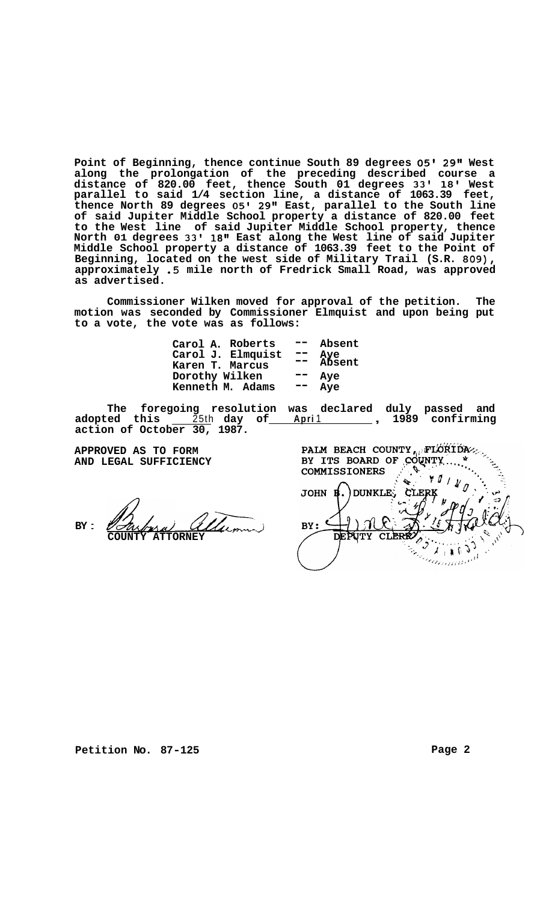**Point of Beginning, thence continue South 89 degrees 05' 29" West along the prolongation of the preceding described course a distance of 820.00 feet, thence South 01 degrees 33' 18' West parallel to said 1/4 section line, a distance of 1063.39 feet, thence North 89 degrees 05' 29" East, parallel to the South line of said Jupiter Middle School property a distance of 820.00 feet to the West line of said Jupiter Middle School property, thence North 01 degrees 33' 18" East along the West line of said Jupiter Middle School property a distance of 1063.39 feet to the Point of Beginning, located on the west side of Military Trail (S.R. 809), approximately .5 mile north of Fredrick Small Road, was approved as advertised.**

**Commissioner Wilken moved for approval of the petition. The motion was seconded by Commissioner Elmquist and upon being put to a vote, the vote was as follows:**

| | | |
|---|---|---|
| **Carol A. Roberts** | -- | **Absent** |
| **Carol J. Elmquist** | -- | **Aye** |
| **Karen T. Marcus** | -- | **Absent** |
| **Dorothy Wilken** | -- | **Aye** |
| **Kenneth M. Adams** | -- | **Aye** |

**The foregoing resolution was declared duly passed and adopted this** 25th **day of** April **, 1989 confirming action of October 30, 1987.**

**APPROVED AS TO FORM AND LEGAL SUFFICIENCY**

**BY:** ____________________
**COUNTY ATTORNEY**

**PALM BEACH COUNTY, FLORIDA BY ITS BOARD OF COUNTY COMMISSIONERS**

**JOHN B. DUNKLE, CLERK**

**BY:** ____________________
**DEPUTY CLERK**

**Petition No. 87-125**